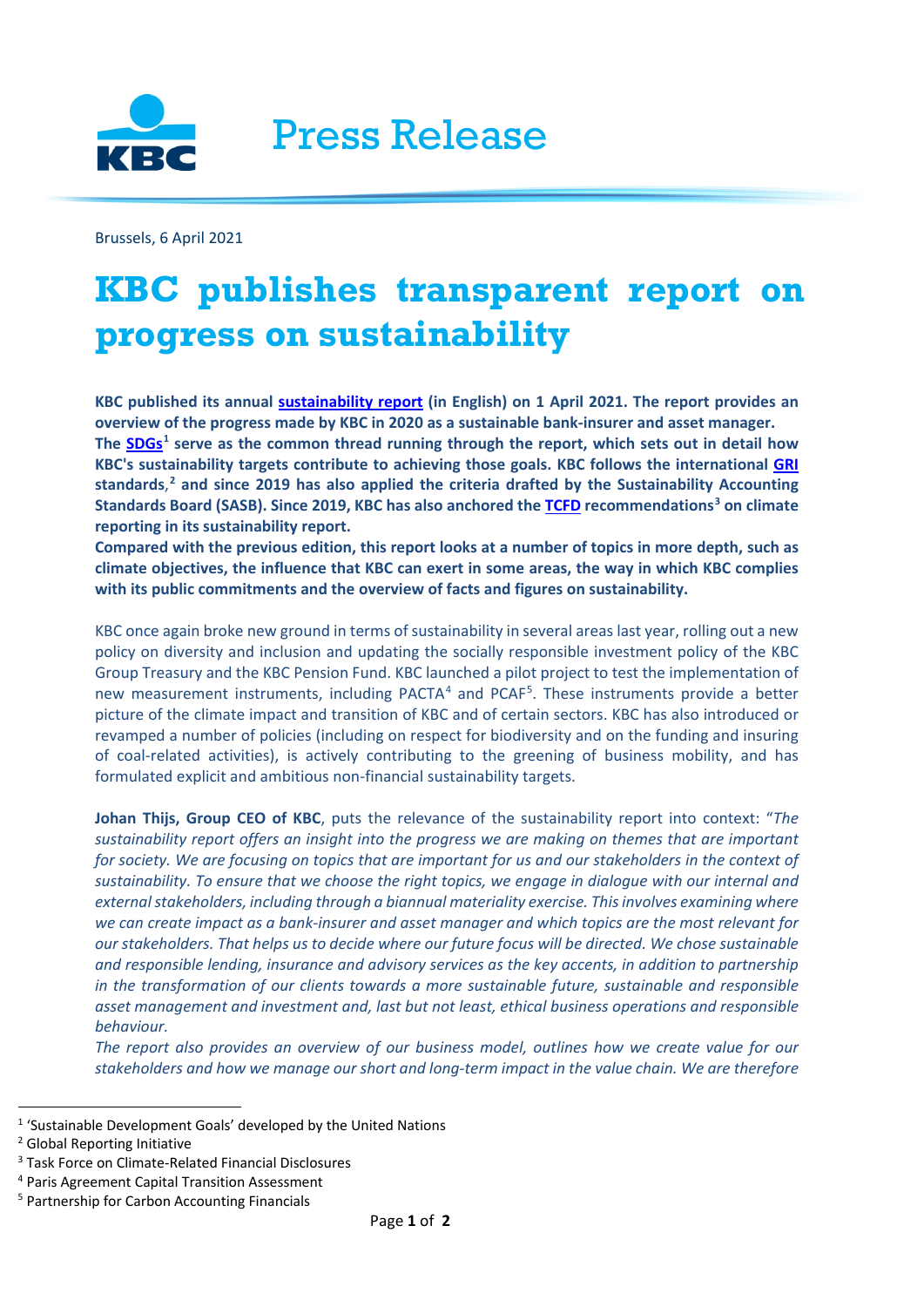Press Release

Brussels, 6 April 2021

# KBC publishes transparent report on progress on sustainability

**KBC published its annual sustainability report (in English) on 1 April 2021. The report provides an overview of the progress made by KBC in 2020 as a sustainable bank-insurer and asset manager. The SDGs[1] serve as the common thread running through the report, which sets out in detail how KBC's sustainability targets contribute to achieving those goals. KBC follows the international GRI standards,[2] and since 2019 has also applied the criteria drafted by the Sustainability Accounting Standards Board (SASB). Since 2019, KBC has also anchored the TCFD recommendations[3] on climate reporting in its sustainability report.**

**Compared with the previous edition, this report looks at a number of topics in more depth, such as climate objectives, the influence that KBC can exert in some areas, the way in which KBC complies with its public commitments and the overview of facts and figures on sustainability.**

KBC once again broke new ground in terms of sustainability in several areas last year, rolling out a new policy on diversity and inclusion and updating the socially responsible investment policy of the KBC Group Treasury and the KBC Pension Fund. KBC launched a pilot project to test the implementation of new measurement instruments, including PACTA[4] and PCAF[5]. These instruments provide a better picture of the climate impact and transition of KBC and of certain sectors. KBC has also introduced or revamped a number of policies (including on respect for biodiversity and on the funding and insuring of coal-related activities), is actively contributing to the greening of business mobility, and has formulated explicit and ambitious non-financial sustainability targets.

**Johan Thijs, Group CEO of KBC**, puts the relevance of the sustainability report into context: "*The sustainability report offers an insight into the progress we are making on themes that are important for society. We are focusing on topics that are important for us and our stakeholders in the context of sustainability. To ensure that we choose the right topics, we engage in dialogue with our internal and external stakeholders, including through a biannual materiality exercise. This involves examining where we can create impact as a bank-insurer and asset manager and which topics are the most relevant for our stakeholders. That helps us to decide where our future focus will be directed. We chose sustainable and responsible lending, insurance and advisory services as the key accents, in addition to partnership in the transformation of our clients towards a more sustainable future, sustainable and responsible asset management and investment and, last but not least, ethical business operations and responsible behaviour.*

*The report also provides an overview of our business model, outlines how we create value for our stakeholders and how we manage our short and long-term impact in the value chain. We are therefore*

---

[1] 'Sustainable Development Goals' developed by the United Nations

[2] Global Reporting Initiative

[3] Task Force on Climate-Related Financial Disclosures

[4] Paris Agreement Capital Transition Assessment

[5] Partnership for Carbon Accounting Financials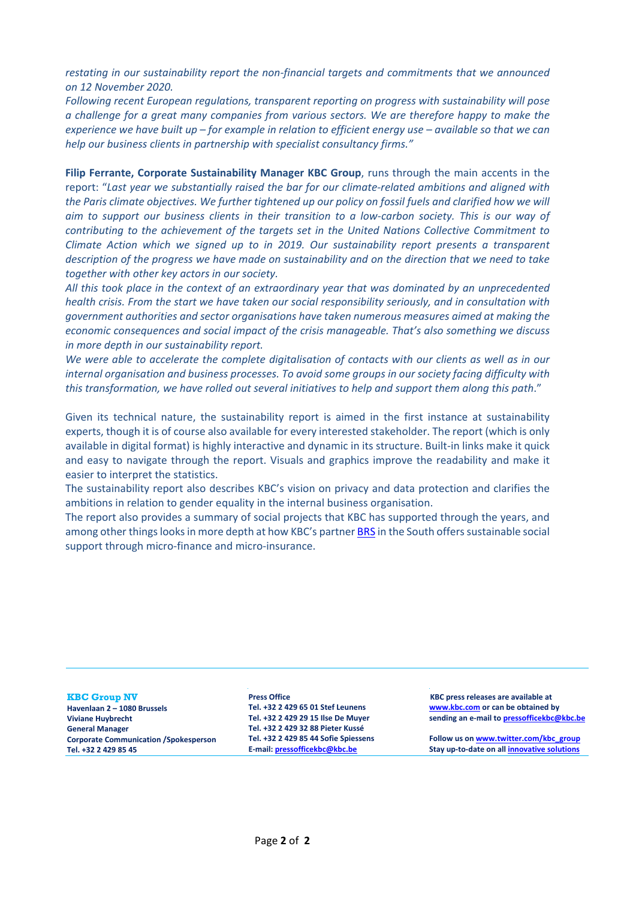*restating in our sustainability report the non-financial targets and commitments that we announced on 12 November 2020.*
*Following recent European regulations, transparent reporting on progress with sustainability will pose a challenge for a great many companies from various sectors. We are therefore happy to make the experience we have built up – for example in relation to efficient energy use – available so that we can help our business clients in partnership with specialist consultancy firms."*

**Filip Ferrante, Corporate Sustainability Manager KBC Group**, runs through the main accents in the report: "*Last year we substantially raised the bar for our climate-related ambitions and aligned with the Paris climate objectives. We further tightened up our policy on fossil fuels and clarified how we will aim to support our business clients in their transition to a low-carbon society. This is our way of contributing to the achievement of the targets set in the United Nations Collective Commitment to Climate Action which we signed up to in 2019. Our sustainability report presents a transparent description of the progress we have made on sustainability and on the direction that we need to take together with other key actors in our society.*
*All this took place in the context of an extraordinary year that was dominated by an unprecedented health crisis. From the start we have taken our social responsibility seriously, and in consultation with government authorities and sector organisations have taken numerous measures aimed at making the economic consequences and social impact of the crisis manageable. That's also something we discuss in more depth in our sustainability report.*
*We were able to accelerate the complete digitalisation of contacts with our clients as well as in our internal organisation and business processes. To avoid some groups in our society facing difficulty with this transformation, we have rolled out several initiatives to help and support them along this path*."

Given its technical nature, the sustainability report is aimed in the first instance at sustainability experts, though it is of course also available for every interested stakeholder. The report (which is only available in digital format) is highly interactive and dynamic in its structure. Built-in links make it quick and easy to navigate through the report. Visuals and graphics improve the readability and make it easier to interpret the statistics.
The sustainability report also describes KBC's vision on privacy and data protection and clarifies the ambitions in relation to gender equality in the internal business organisation.
The report also provides a summary of social projects that KBC has supported through the years, and among other things looks in more depth at how KBC's partner BRS in the South offers sustainable social support through micro-finance and micro-insurance.

---

**KBC Group NV**
**Havenlaan 2 – 1080 Brussels**
**Viviane Huybrecht**
**General Manager**
**Corporate Communication /Spokesperson**
**Tel. +32 2 429 85 45**

**Press Office**
**Tel. +32 2 429 65 01 Stef Leunens**
**Tel. +32 2 429 29 15 Ilse De Muyer**
**Tel. +32 2 429 32 88 Pieter Kussé**
**Tel. +32 2 429 85 44 Sofie Spiessens**
**E-mail: pressofficekbc@kbc.be**

**KBC press releases are available at www.kbc.com or can be obtained by sending an e-mail to pressofficekbc@kbc.be**

**Follow us on www.twitter.com/kbc_group**
**Stay up-to-date on all innovative solutions**